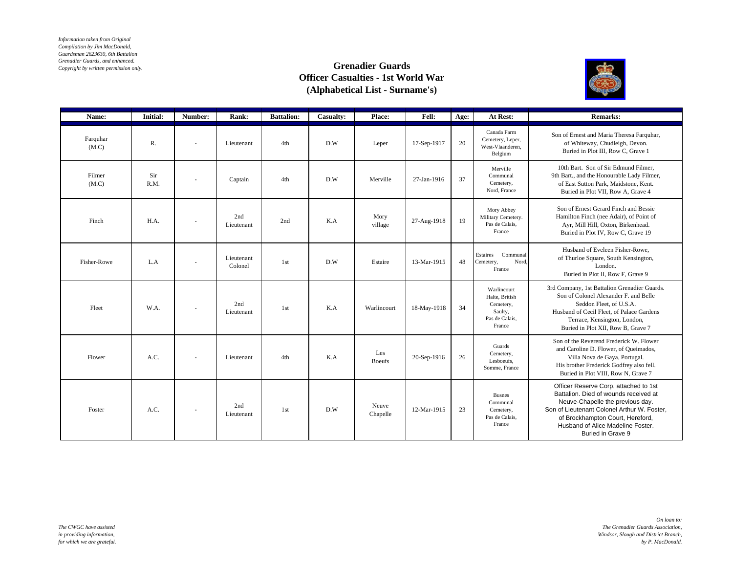*Information taken from Original Compilation by Jim MacDonald, Guardsman 2623630, 6th Battalion Grenadier Guards, and enhanced. Copyright by written permission only.*

# Grenadier Guards
## Officer Casualties - 1st World War
## (Alphabetical List - Surname's)

| Name: | Initial: | Number: | Rank: | Battalion: | Casualty: | Place: | Fell: | Age: | At Rest: | Remarks: |
|---|---|---|---|---|---|---|---|---|---|---|
| Farquhar (M.C) | R. | - | Lieutenant | 4th | D.W | Leper | 17-Sep-1917 | 20 | Canada Farm Cemetery, Leper, West-Vlaanderen, Belgium | Son of Ernest and Maria Theresa Farquhar, of Whiteway, Chudleigh, Devon. Buried in Plot III, Row C, Grave 1 |
| Filmer (M.C) | Sir R.M. | - | Captain | 4th | D.W | Merville | 27-Jan-1916 | 37 | Merville Communal Cemetery, Nord, France | 10th Bart. Son of Sir Edmund Filmer, 9th Bart., and the Honourable Lady Filmer, of East Sutton Park, Maidstone, Kent. Buried in Plot VII, Row A, Grave 4 |
| Finch | H.A. | - | 2nd Lieutenant | 2nd | K.A | Mory village | 27-Aug-1918 | 19 | Mory Abbey Military Cemetery. Pas de Calais, France | Son of Ernest Gerard Finch and Bessie Hamilton Finch (nee Adair), of Point of Ayr, Mill Hill, Oxton, Birkenhead. Buried in Plot IV, Row C, Grave 19 |
| Fisher-Rowe | L.A | - | Lieutenant Colonel | 1st | D.W | Estaire | 13-Mar-1915 | 48 | Estaires Communal Cemetery, Nord, France | Husband of Eveleen Fisher-Rowe, of Thurloe Square, South Kensington, London. Buried in Plot II, Row F, Grave 9 |
| Fleet | W.A. | - | 2nd Lieutenant | 1st | K.A | Warlincourt | 18-May-1918 | 34 | Warlincourt Halte, British Cemetery, Saulty, Pas de Calais, France | 3rd Company, 1st Battalion Grenadier Guards. Son of Colonel Alexander F. and Belle Seddon Fleet, of U.S.A. Husband of Cecil Fleet, of Palace Gardens Terrace, Kensington, London, Buried in Plot XII, Row B, Grave 7 |
| Flower | A.C. | - | Lieutenant | 4th | K.A | Les Boeufs | 20-Sep-1916 | 26 | Guards Cemetery, Lesboeufs, Somme, France | Son of the Reverend Frederick W. Flower and Caroline D. Flower, of Queimados, Villa Nova de Gaya, Portugal. His brother Frederick Godfrey also fell. Buried in Plot VIII, Row N, Grave 7 |
| Foster | A.C. | - | 2nd Lieutenant | 1st | D.W | Neuve Chapelle | 12-Mar-1915 | 23 | Busnes Communal Cemetery, Pas de Calais, France | Officer Reserve Corp, attached to 1st Battalion. Died of wounds received at Neuve-Chapelle the previous day. Son of Lieutenant Colonel Arthur W. Foster, of Brockhampton Court, Hereford, Husband of Alice Madeline Foster. Buried in Grave 9 |

*The CWGC have assisted in providing information, for which we are grateful.*

*On loan to: The Grenadier Guards Association, Windsor, Slough and District Branch, by P. MacDonald.*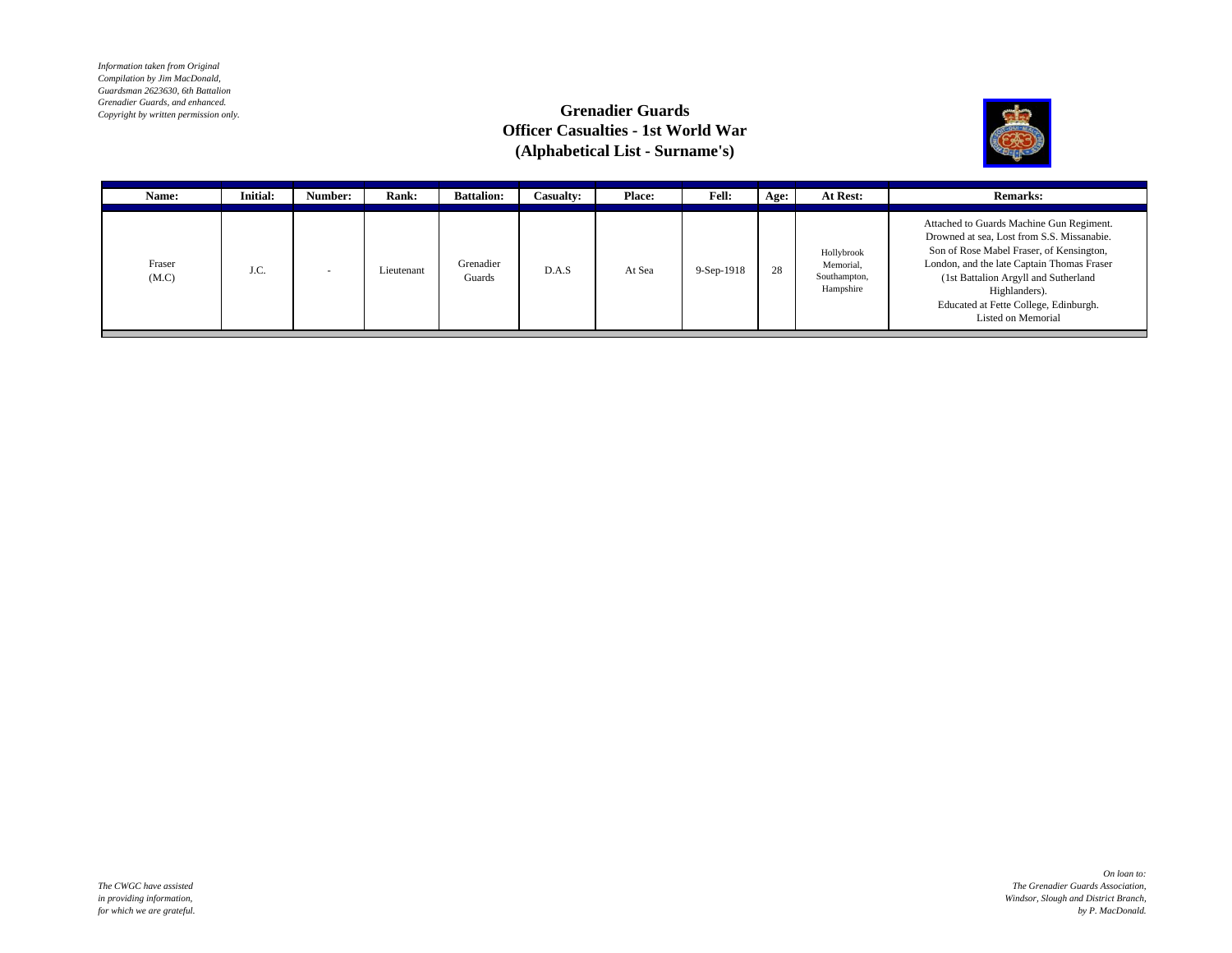*Information taken from Original Compilation by Jim MacDonald, Guardsman 2623630, 6th Battalion Grenadier Guards, and enhanced. Copyright by written permission only.*

# Grenadier Guards
## Officer Casualties - 1st World War
## (Alphabetical List - Surname's)

| Name: | Initial: | Number: | Rank: | Battalion: | Casualty: | Place: | Fell: | Age: | At Rest: | Remarks: |
|---|---|---|---|---|---|---|---|---|---|---|
| Fraser (M.C) | J.C. | - | Lieutenant | Grenadier Guards | D.A.S | At Sea | 9-Sep-1918 | 28 | Hollybrook Memorial, Southampton, Hampshire | Attached to Guards Machine Gun Regiment. Drowned at sea, Lost from S.S. Missanabie. Son of Rose Mabel Fraser, of Kensington, London, and the late Captain Thomas Fraser (1st Battalion Argyll and Sutherland Highlanders). Educated at Fette College, Edinburgh. Listed on Memorial |

*The CWGC have assisted in providing information, for which we are grateful.*

*On loan to: The Grenadier Guards Association, Windsor, Slough and District Branch, by P. MacDonald.*